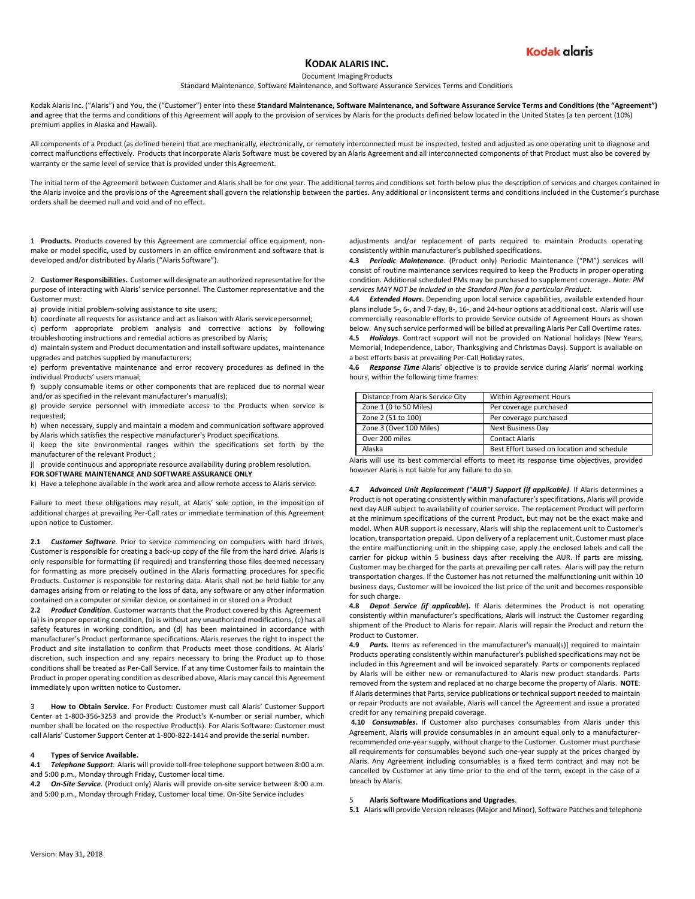# KODAK ALARIS INC.

Document Imaging Products

Standard Maintenance, Software Maintenance, and Software Assurance Services Terms and Conditions

Kodak Alaris Inc. ("Alaris") and You, the ("Customer") enter into these **Standard Maintenance, Software Maintenance, and Software Assurance Service Terms and Conditions (the "Agreement") and** agree that the terms and conditions of this Agreement will apply to the provision of services by Alaris for the products defined below located in the United States (a ten percent (10%) premium applies in Alaska and Hawaii).

All components of a Product (as defined herein) that are mechanically, electronically, or remotely interconnected must be inspected, tested and adjusted as one operating unit to diagnose and correct malfunctions effectively. Products that incorporate Alaris Software must be covered by an Alaris Agreement and all interconnected components of that Product must also be covered by warranty or the same level of service that is provided under this Agreement.

The initial term of the Agreement between Customer and Alaris shall be for one year. The additional terms and conditions set forth below plus the description of services and charges contained in the Alaris invoice and the provisions of the Agreement shall govern the relationship between the parties. Any additional or inconsistent terms and conditions included in the Customer's purchase orders shall be deemed null and void and of no effect.

1 **Products.** Products covered by this Agreement are commercial office equipment, non-make or model specific, used by customers in an office environment and software that is developed and/or distributed by Alaris ("Alaris Software").

2 **Customer Responsibilities.** Customer will designate an authorized representative for the purpose of interacting with Alaris' service personnel. The Customer representative and the Customer must:

a) provide initial problem-solving assistance to site users;

b) coordinate all requests for assistance and act as liaison with Alaris service personnel;

c) perform appropriate problem analysis and corrective actions by following troubleshooting instructions and remedial actions as prescribed by Alaris;

d) maintain system and Product documentation and install software updates, maintenance upgrades and patches supplied by manufacturers;

e) perform preventative maintenance and error recovery procedures as defined in the individual Products' users manual;

f) supply consumable items or other components that are replaced due to normal wear and/or as specified in the relevant manufacturer's manual(s);

g) provide service personnel with immediate access to the Products when service is requested;

h) when necessary, supply and maintain a modem and communication software approved by Alaris which satisfies the respective manufacturer's Product specifications.

i) keep the site environmental ranges within the specifications set forth by the manufacturer of the relevant Product ;

j) provide continuous and appropriate resource availability during problem resolution.

**FOR SOFTWARE MAINTENANCE AND SOFTWARE ASSURANCE ONLY**

k) Have a telephone available in the work area and allow remote access to Alaris service.

Failure to meet these obligations may result, at Alaris' sole option, in the imposition of additional charges at prevailing Per-Call rates or immediate termination of this Agreement upon notice to Customer.

**2.1** ***Customer Software***. Prior to service commencing on computers with hard drives, Customer is responsible for creating a back-up copy of the file from the hard drive. Alaris is only responsible for formatting (if required) and transferring those files deemed necessary for formatting as more precisely outlined in the Alaris formatting procedures for specific Products. Customer is responsible for restoring data. Alaris shall not be held liable for any damages arising from or relating to the loss of data, any software or any other information contained on a computer or similar device, or contained in or stored on a Product

**2.2** ***Product Condition***. Customer warrants that the Product covered by this Agreement (a) is in proper operating condition, (b) is without any unauthorized modifications, (c) has all safety features in working condition, and (d) has been maintained in accordance with manufacturer's Product performance specifications. Alaris reserves the right to inspect the Product and site installation to confirm that Products meet those conditions. At Alaris' discretion, such inspection and any repairs necessary to bring the Product up to those conditions shall be treated as Per-Call Service. If at any time Customer fails to maintain the Product in proper operating condition as described above, Alaris may cancel this Agreement immediately upon written notice to Customer.

3 **How to Obtain Service**. For Product: Customer must call Alaris' Customer Support Center at 1-800-356-3253 and provide the Product's K-number or serial number, which number shall be located on the respective Product(s). For Alaris Software: Customer must call Alaris' Customer Support Center at 1-800-822-1414 and provide the serial number.

**4 Types of Service Available.**

**4.1** ***Telephone Support***. Alaris will provide toll-free telephone support between 8:00 a.m. and 5:00 p.m., Monday through Friday, Customer local time.

**4.2** ***On-Site Service***. (Product only) Alaris will provide on-site service between 8:00 a.m. and 5:00 p.m., Monday through Friday, Customer local time. On-Site Service includes adjustments and/or replacement of parts required to maintain Products operating consistently within manufacturer's published specifications.

**4.3** ***Periodic Maintenance***. (Product only) Periodic Maintenance ("PM") services will consist of routine maintenance services required to keep the Products in proper operating condition. Additional scheduled PMs may be purchased to supplement coverage. *Note: PM services MAY NOT be included in the Standard Plan for a particular Product*.

**4.4** ***Extended Hours***. Depending upon local service capabilities, available extended hour plans include 5-, 6-, and 7-day, 8-, 16-, and 24-hour options at additional cost. Alaris will use commercially reasonable efforts to provide Service outside of Agreement Hours as shown below. Any such service performed will be billed at prevailing Alaris Per Call Overtime rates.

**4.5** ***Holidays***. Contract support will not be provided on National holidays (New Years, Memorial, Independence, Labor, Thanksgiving and Christmas Days). Support is available on a best efforts basis at prevailing Per-Call Holiday rates.

**4.6** ***Response Time*** Alaris' objective is to provide service during Alaris' normal working hours, within the following time frames:

| Distance from Alaris Service City | Within Agreement Hours |
|---|---|
| Zone 1 (0 to 50 Miles) | Per coverage purchased |
| Zone 2 (51 to 100) | Per coverage purchased |
| Zone 3 (Over 100 Miles) | Next Business Day |
| Over 200 miles | Contact Alaris |
| Alaska | Best Effort based on location and schedule |

Alaris will use its best commercial efforts to meet its response time objectives, provided however Alaris is not liable for any failure to do so.

**4.7** ***Advanced Unit Replacement ("AUR") Support (if applicable)***. If Alaris determines a Product is not operating consistently within manufacturer's specifications, Alaris will provide next day AUR subject to availability of courier service. The replacement Product will perform at the minimum specifications of the current Product, but may not be the exact make and model. When AUR support is necessary, Alaris will ship the replacement unit to Customer's location, transportation prepaid. Upon delivery of a replacement unit, Customer must place the entire malfunctioning unit in the shipping case, apply the enclosed labels and call the carrier for pickup within 5 business days after receiving the AUR. If parts are missing, Customer may be charged for the parts at prevailing per call rates. Alaris will pay the return transportation charges. If the Customer has not returned the malfunctioning unit within 10 business days, Customer will be invoiced the list price of the unit and becomes responsible for such charge.

**4.8** ***Depot Service (if applicable)***. If Alaris determines the Product is not operating consistently within manufacturer's specifications, Alaris will instruct the Customer regarding shipment of the Product to Alaris for repair. Alaris will repair the Product and return the Product to Customer.

**4.9** ***Parts.*** Items as referenced in the manufacturer's manual(s)] required to maintain Products operating consistently within manufacturer's published specifications may not be included in this Agreement and will be invoiced separately. Parts or components replaced by Alaris will be either new or remanufactured to Alaris new product standards. Parts removed from the system and replaced at no charge become the property of Alaris. **NOTE**: If Alaris determines that Parts, service publications or technical support needed to maintain or repair Products are not available, Alaris will cancel the Agreement and issue a prorated credit for any remaining prepaid coverage.

**4.10** ***Consumables***. If Customer also purchases consumables from Alaris under this Agreement, Alaris will provide consumables in an amount equal only to a manufacturer-recommended one-year supply, without charge to the Customer. Customer must purchase all requirements for consumables beyond such one-year supply at the prices charged by Alaris. Any Agreement including consumables is a fixed term contract and may not be cancelled by Customer at any time prior to the end of the term, except in the case of a breach by Alaris.

5 **Alaris Software Modifications and Upgrades**.

**5.1** Alaris will provide Version releases (Major and Minor), Software Patches and telephone

Version: May 31, 2018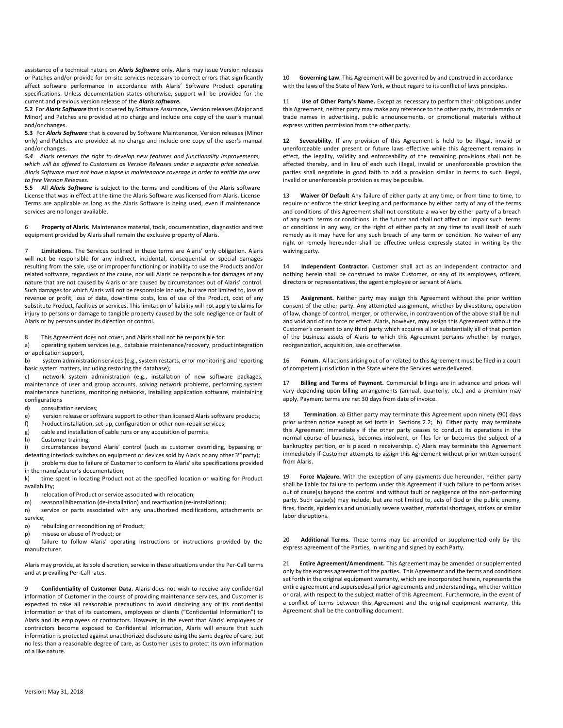assistance of a technical nature on ***Alaris Software*** only. Alaris may issue Version releases or Patches and/or provide for on-site services necessary to correct errors that significantly affect software performance in accordance with Alaris' Software Product operating specifications. Unless documentation states otherwise, support will be provided for the current and previous version release of the ***Alaris software.***

**5.2** For ***Alaris Software*** that is covered by Software Assurance**,** Version releases (Major and Minor) and Patches are provided at no charge and include one copy of the user's manual and/or changes.

**5.3** For ***Alaris Software*** that is covered by Software Maintenance, Version releases (Minor only) and Patches are provided at no charge and include one copy of the user's manual and/or changes.

***5.4*** *Alaris reserves the right to develop new features and functionality improvements, which will be offered to Customers as Version Releases under a separate price schedule. Alaris Software must not have a lapse in maintenance coverage in order to entitle the user to free Version Releases.*

**5.5** All ***Alaris Software*** is subject to the terms and conditions of the Alaris software License that was in effect at the time the Alaris Software was licensed from Alaris. License Terms are applicable as long as the Alaris Software is being used, even if maintenance services are no longer available.

6 **Property of Alaris.** Maintenance material, tools, documentation, diagnostics and test equipment provided by Alaris shall remain the exclusive property of Alaris.

7 **Limitations.** The Services outlined in these terms are Alaris' only obligation. Alaris will not be responsible for any indirect, incidental, consequential or special damages resulting from the sale, use or improper functioning or inability to use the Products and/or related software, regardless of the cause, nor will Alaris be responsible for damages of any nature that are not caused by Alaris or are caused by circumstances out of Alaris' control. Such damages for which Alaris will not be responsible include, but are not limited to, loss of revenue or profit, loss of data, downtime costs, loss of use of the Product, cost of any substitute Product, facilities or services. This limitation of liability will not apply to claims for injury to persons or damage to tangible property caused by the sole negligence or fault of Alaris or by persons under its direction or control.

8 This Agreement does not cover, and Alaris shall not be responsible for:

a) operating system services (e.g., database maintenance/recovery, product integration or application support,

b) system administration services (e.g., system restarts, error monitoring and reporting basic system matters, including restoring the database);

c) network system administration (e.g., installation of new software packages, maintenance of user and group accounts, solving network problems, performing system maintenance functions, monitoring networks, installing application software, maintaining configurations

d) consultation services;

e) version release or software support to other than licensed Alaris software products;

f) Product installation, set-up, configuration or other non-repair services;

g) cable and installation of cable runs or any acquisition of permits

h) Customer training;

i) circumstances beyond Alaris' control (such as customer overriding, bypassing or defeating interlock switches on equipment or devices sold by Alaris or any other 3rd party);

j) problems due to failure of Customer to conform to Alaris' site specifications provided in the manufacturer's documentation;

k) time spent in locating Product not at the specified location or waiting for Product availability;

l) relocation of Product or service associated with relocation;

m) seasonal hibernation (de-installation) and reactivation (re-installation);

n) service or parts associated with any unauthorized modifications, attachments or service;

o) rebuilding or reconditioning of Product;

p) misuse or abuse of Product; or

q) failure to follow Alaris' operating instructions or instructions provided by the manufacturer.

Alaris may provide, at its sole discretion, service in these situations under the Per-Call terms and at prevailing Per-Call rates.

9 **Confidentiality of Customer Data.** Alaris does not wish to receive any confidential information of Customer in the course of providing maintenance services, and Customer is expected to take all reasonable precautions to avoid disclosing any of its confidential information or that of its customers, employees or clients ("Confidential Information") to Alaris and its employees or contractors. However, in the event that Alaris' employees or contractors become exposed to Confidential Information, Alaris will ensure that such information is protected against unauthorized disclosure using the same degree of care, but no less than a reasonable degree of care, as Customer uses to protect its own information of a like nature.

10 **Governing Law**. This Agreement will be governed by and construed in accordance with the laws of the State of New York, without regard to its conflict of laws principles.

11 **Use of Other Party's Name.** Except as necessary to perform their obligations under this Agreement, neither party may make any reference to the other party, its trademarks or trade names in advertising, public announcements, or promotional materials without express written permission from the other party.

**12 Severability.** If any provision of this Agreement is held to be illegal, invalid or unenforceable under present or future laws effective while this Agreement remains in effect, the legality, validity and enforceability of the remaining provisions shall not be affected thereby, and in lieu of each such illegal, invalid or unenforceable provision the parties shall negotiate in good faith to add a provision similar in terms to such illegal, invalid or unenforceable provision as may be possible**.**

13 **Waiver Of Default** Any failure of either party at any time, or from time to time, to require or enforce the strict keeping and performance by either party of any of the terms and conditions of this Agreement shall not constitute a waiver by either party of a breach of any such terms or conditions in the future and shall not affect or impair such terms or conditions in any way, or the right of either party at any time to avail itself of such remedy as it may have for any such breach of any term or condition. No waiver of any right or remedy hereunder shall be effective unless expressly stated in writing by the waiving party.

14 **Independent Contractor.** Customer shall act as an independent contractor and nothing herein shall be construed to make Customer, or any of its employees, officers, directors or representatives, the agent employee or servant of Alaris.

15 **Assignment.** Neither party may assign this Agreement without the prior written consent of the other party. Any attempted assignment, whether by divestiture, operation of law, change of control, merger, or otherwise, in contravention of the above shall be null and void and of no force or effect. Alaris, however, may assign this Agreement without the Customer's consent to any third party which acquires all or substantially all of that portion of the business assets of Alaris to which this Agreement pertains whether by merger, reorganization, acquisition, sale or otherwise.

16 **Forum.** All actions arising out of or related to this Agreement must be filed in a court of competent jurisdiction in the State where the Services were delivered.

17 **Billing and Terms of Payment.** Commercial billings are in advance and prices will vary depending upon billing arrangements (annual, quarterly, etc.) and a premium may apply. Payment terms are net 30 days from date of invoice.

18 **Termination**. a) Either party may terminate this Agreement upon ninety (90) days prior written notice except as set forth in Sections 2.2; b) Either party may terminate this Agreement immediately if the other party ceases to conduct its operations in the normal course of business, becomes insolvent, or files for or becomes the subject of a bankruptcy petition, or is placed in receivership. c) Alaris may terminate this Agreement immediately if Customer attempts to assign this Agreement without prior written consent from Alaris.

19 **Force Majeure.** With the exception of any payments due hereunder, neither party shall be liable for failure to perform under this Agreement if such failure to perform arises out of cause(s) beyond the control and without fault or negligence of the non-performing party. Such cause(s) may include, but are not limited to, acts of God or the public enemy, fires, floods, epidemics and unusually severe weather, material shortages, strikes or similar labor disruptions.

20 **Additional Terms.** These terms may be amended or supplemented only by the express agreement of the Parties, in writing and signed by each Party.

21 **Entire Agreement/Amendment.** This Agreement may be amended or supplemented only by the express agreement of the parties. This Agreement and the terms and conditions set forth in the original equipment warranty, which are incorporated herein, represents the entire agreement and supersedes all prior agreements and understandings, whether written or oral, with respect to the subject matter of this Agreement. Furthermore, in the event of a conflict of terms between this Agreement and the original equipment warranty, this Agreement shall be the controlling document.

Version: May 31, 2018